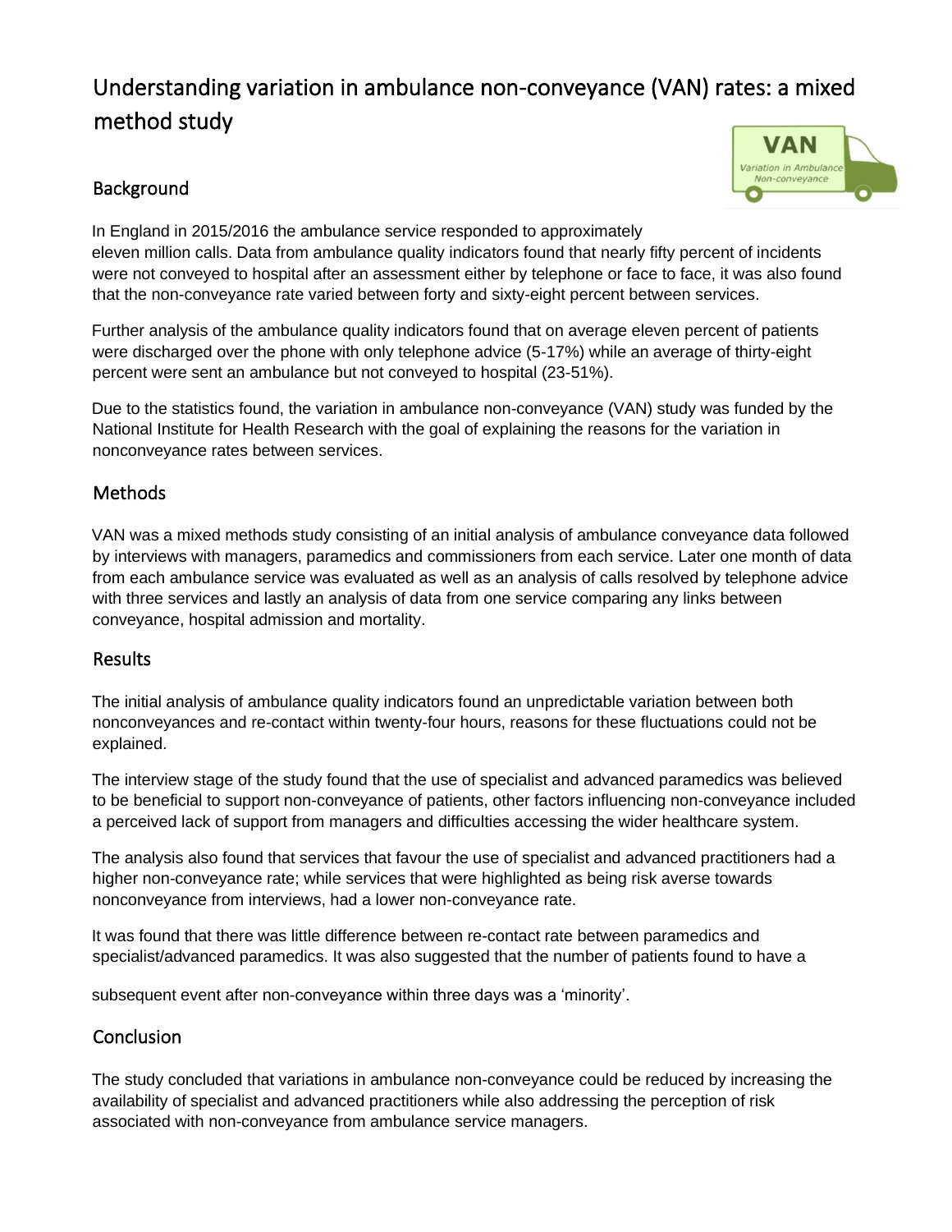# Understanding variation in ambulance non-conveyance (VAN) rates: a mixed method study

## Background

In England in 2015/2016 the ambulance service responded to approximately eleven million calls. Data from ambulance quality indicators found that nearly fifty percent of incidents were not conveyed to hospital after an assessment either by telephone or face to face, it was also found that the non-conveyance rate varied between forty and sixty-eight percent between services.

Further analysis of the ambulance quality indicators found that on average eleven percent of patients were discharged over the phone with only telephone advice (5-17%) while an average of thirty-eight percent were sent an ambulance but not conveyed to hospital (23-51%).

Due to the statistics found, the variation in ambulance non-conveyance (VAN) study was funded by the National Institute for Health Research with the goal of explaining the reasons for the variation in nonconveyance rates between services.

## Methods

VAN was a mixed methods study consisting of an initial analysis of ambulance conveyance data followed by interviews with managers, paramedics and commissioners from each service. Later one month of data from each ambulance service was evaluated as well as an analysis of calls resolved by telephone advice with three services and lastly an analysis of data from one service comparing any links between conveyance, hospital admission and mortality.

## Results

The initial analysis of ambulance quality indicators found an unpredictable variation between both nonconveyances and re-contact within twenty-four hours, reasons for these fluctuations could not be explained.

The interview stage of the study found that the use of specialist and advanced paramedics was believed to be beneficial to support non-conveyance of patients, other factors influencing non-conveyance included a perceived lack of support from managers and difficulties accessing the wider healthcare system.

The analysis also found that services that favour the use of specialist and advanced practitioners had a higher non-conveyance rate; while services that were highlighted as being risk averse towards nonconveyance from interviews, had a lower non-conveyance rate.

It was found that there was little difference between re-contact rate between paramedics and specialist/advanced paramedics. It was also suggested that the number of patients found to have a subsequent event after non-conveyance within three days was a 'minority'.

## Conclusion

The study concluded that variations in ambulance non-conveyance could be reduced by increasing the availability of specialist and advanced practitioners while also addressing the perception of risk associated with non-conveyance from ambulance service managers.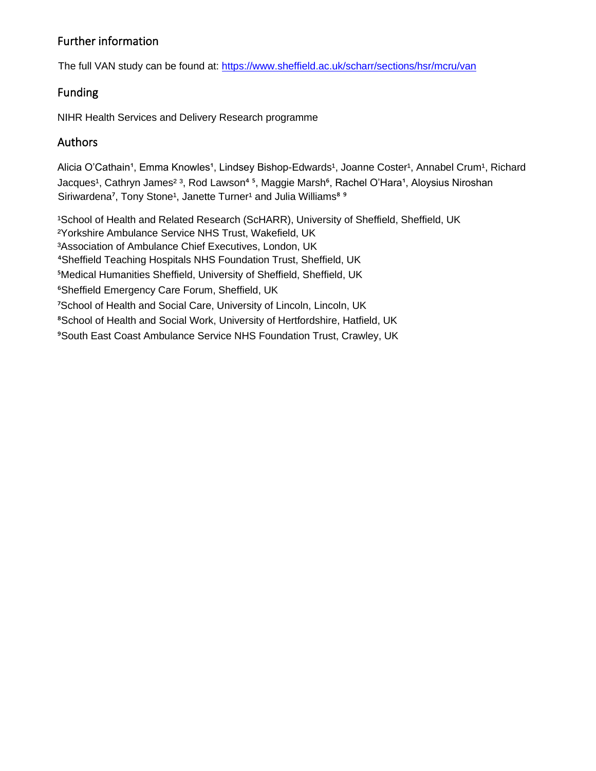## Further information

The full VAN study can be found at: https://www.sheffield.ac.uk/scharr/sections/hsr/mcru/van

## Funding

NIHR Health Services and Delivery Research programme

## Authors

Alicia O'Cathain[1], Emma Knowles[1], Lindsey Bishop-Edwards[1], Joanne Coster[1], Annabel Crum[1], Richard Jacques[1], Cathryn James[2,3], Rod Lawson[4,5], Maggie Marsh[6], Rachel O'Hara[1], Aloysius Niroshan Siriwardena[7], Tony Stone[1], Janette Turner[1] and Julia Williams[8,9]

[1]School of Health and Related Research (ScHARR), University of Sheffield, Sheffield, UK
[2]Yorkshire Ambulance Service NHS Trust, Wakefield, UK
[3]Association of Ambulance Chief Executives, London, UK
[4]Sheffield Teaching Hospitals NHS Foundation Trust, Sheffield, UK
[5]Medical Humanities Sheffield, University of Sheffield, Sheffield, UK
[6]Sheffield Emergency Care Forum, Sheffield, UK
[7]School of Health and Social Care, University of Lincoln, Lincoln, UK
[8]School of Health and Social Work, University of Hertfordshire, Hatfield, UK
[9]South East Coast Ambulance Service NHS Foundation Trust, Crawley, UK